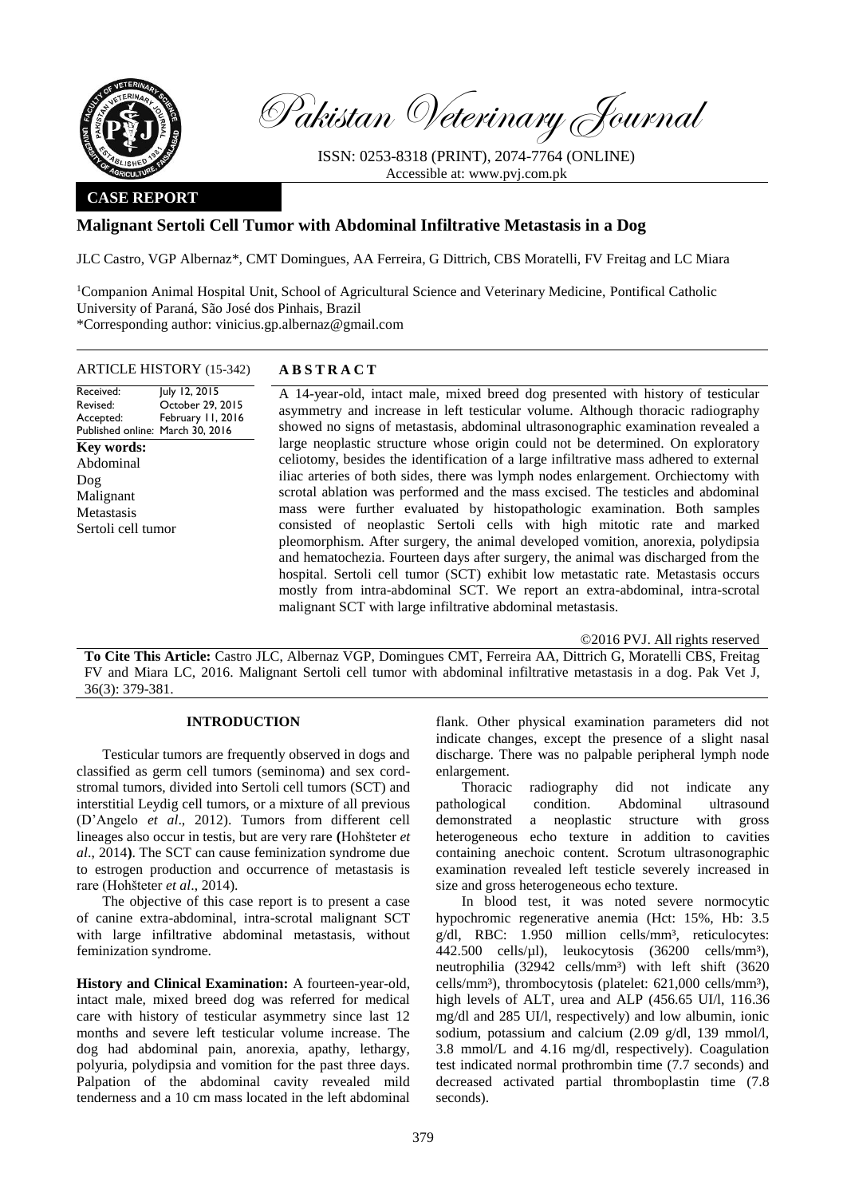# Pakistan Veterinary Journal

ISSN: 0253-8318 (PRINT), 2074-7764 (ONLINE)
Accessible at: www.pvj.com.pk

**CASE REPORT**

## Malignant Sertoli Cell Tumor with Abdominal Infiltrative Metastasis in a Dog

JLC Castro, VGP Albernaz*, CMT Domingues, AA Ferreira, G Dittrich, CBS Moratelli, FV Freitag and LC Miara

[1]Companion Animal Hospital Unit, School of Agricultural Science and Veterinary Medicine, Pontifical Catholic University of Paraná, São José dos Pinhais, Brazil
*Corresponding author: vinicius.gp.albernaz@gmail.com

**ARTICLE HISTORY** (15-342)

Received: July 12, 2015
Revised: October 29, 2015
Accepted: February 11, 2016
Published online: March 30, 2016

**Key words:**
Abdominal
Dog
Malignant
Metastasis
Sertoli cell tumor

**ABSTRACT**

A 14-year-old, intact male, mixed breed dog presented with history of testicular asymmetry and increase in left testicular volume. Although thoracic radiography showed no signs of metastasis, abdominal ultrasonographic examination revealed a large neoplastic structure whose origin could not be determined. On exploratory celiotomy, besides the identification of a large infiltrative mass adhered to external iliac arteries of both sides, there was lymph nodes enlargement. Orchiectomy with scrotal ablation was performed and the mass excised. The testicles and abdominal mass were further evaluated by histopathologic examination. Both samples consisted of neoplastic Sertoli cells with high mitotic rate and marked pleomorphism. After surgery, the animal developed vomition, anorexia, polydipsia and hematochezia. Fourteen days after surgery, the animal was discharged from the hospital. Sertoli cell tumor (SCT) exhibit low metastatic rate. Metastasis occurs mostly from intra-abdominal SCT. We report an extra-abdominal, intra-scrotal malignant SCT with large infiltrative abdominal metastasis.

©2016 PVJ. All rights reserved

**To Cite This Article:** Castro JLC, Albernaz VGP, Domingues CMT, Ferreira AA, Dittrich G, Moratelli CBS, Freitag FV and Miara LC, 2016. Malignant Sertoli cell tumor with abdominal infiltrative metastasis in a dog. Pak Vet J, 36(3): 379-381.

### INTRODUCTION

Testicular tumors are frequently observed in dogs and classified as germ cell tumors (seminoma) and sex cord-stromal tumors, divided into Sertoli cell tumors (SCT) and interstitial Leydig cell tumors, or a mixture of all previous (D'Angelo *et al*., 2012). Tumors from different cell lineages also occur in testis, but are very rare (Hohšteter *et al*., 2014). The SCT can cause feminization syndrome due to estrogen production and occurrence of metastasis is rare (Hohšteter *et al*., 2014).

The objective of this case report is to present a case of canine extra-abdominal, intra-scrotal malignant SCT with large infiltrative abdominal metastasis, without feminization syndrome.

**History and Clinical Examination:** A fourteen-year-old, intact male, mixed breed dog was referred for medical care with history of testicular asymmetry since last 12 months and severe left testicular volume increase. The dog had abdominal pain, anorexia, apathy, lethargy, polyuria, polydipsia and vomition for the past three days. Palpation of the abdominal cavity revealed mild tenderness and a 10 cm mass located in the left abdominal flank. Other physical examination parameters did not indicate changes, except the presence of a slight nasal discharge. There was no palpable peripheral lymph node enlargement.

Thoracic radiography did not indicate any pathological condition. Abdominal ultrasound demonstrated a neoplastic structure with gross heterogeneous echo texture in addition to cavities containing anechoic content. Scrotum ultrasonographic examination revealed left testicle severely increased in size and gross heterogeneous echo texture.

In blood test, it was noted severe normocytic hypochromic regenerative anemia (Hct: 15%, Hb: 3.5 g/dl, RBC: 1.950 million cells/mm³, reticulocytes: 442.500 cells/µl), leukocytosis (36200 cells/mm³), neutrophilia (32942 cells/mm³) with left shift (3620 cells/mm³), thrombocytosis (platelet: 621,000 cells/mm³), high levels of ALT, urea and ALP (456.65 UI/l, 116.36 mg/dl and 285 UI/l, respectively) and low albumin, ionic sodium, potassium and calcium (2.09 g/dl, 139 mmol/l, 3.8 mmol/L and 4.16 mg/dl, respectively). Coagulation test indicated normal prothrombin time (7.7 seconds) and decreased activated partial thromboplastin time (7.8 seconds).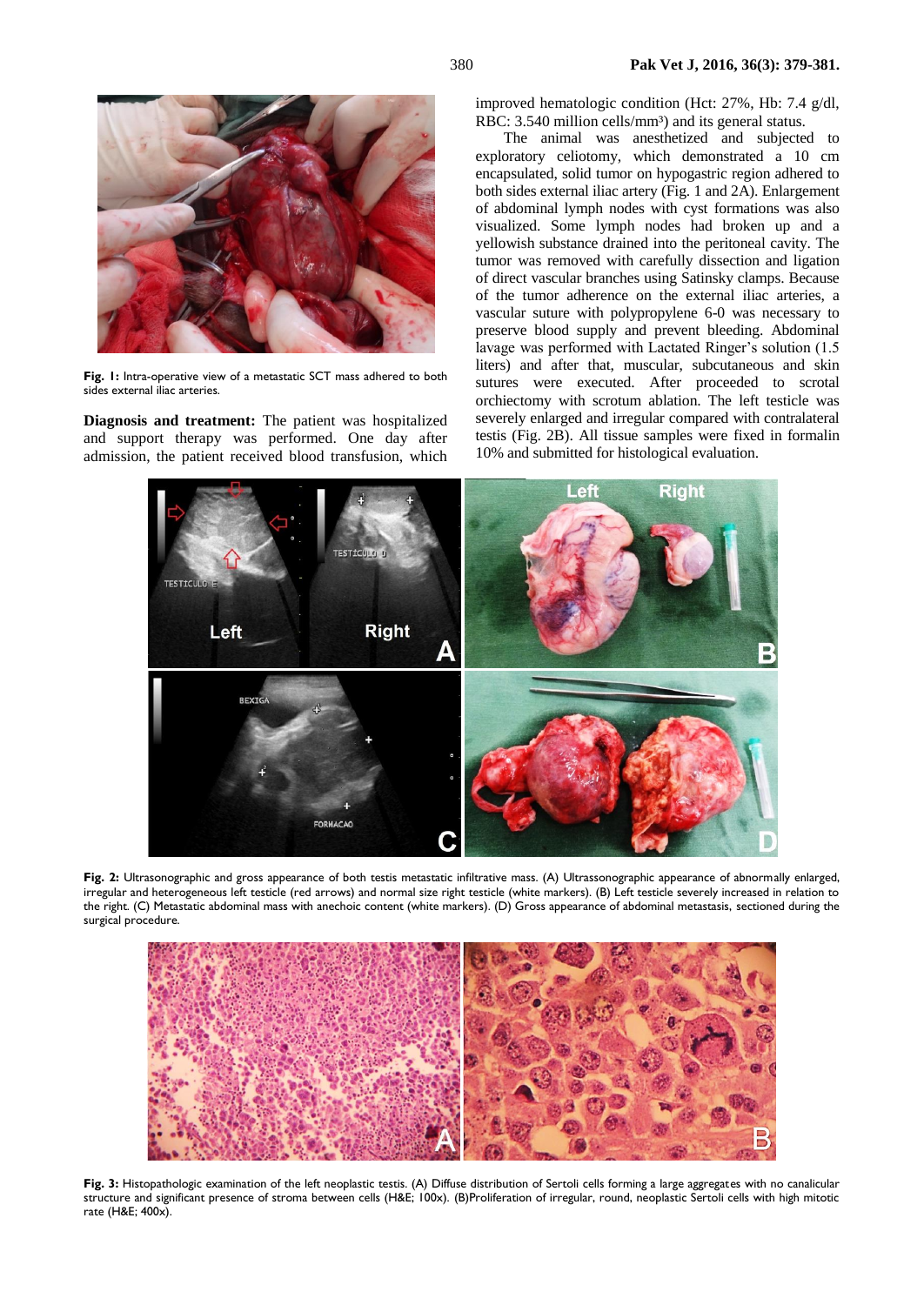**Fig. 1:** Intra-operative view of a metastatic SCT mass adhered to both sides external iliac arteries.

**Diagnosis and treatment:** The patient was hospitalized and support therapy was performed. One day after admission, the patient received blood transfusion, which improved hematologic condition (Hct: 27%, Hb: 7.4 g/dl, RBC: 3.540 million cells/mm³) and its general status.

The animal was anesthetized and subjected to exploratory celiotomy, which demonstrated a 10 cm encapsulated, solid tumor on hypogastric region adhered to both sides external iliac artery (Fig. 1 and 2A). Enlargement of abdominal lymph nodes with cyst formations was also visualized. Some lymph nodes had broken up and a yellowish substance drained into the peritoneal cavity. The tumor was removed with carefully dissection and ligation of direct vascular branches using Satinsky clamps. Because of the tumor adherence on the external iliac arteries, a vascular suture with polypropylene 6-0 was necessary to preserve blood supply and prevent bleeding. Abdominal lavage was performed with Lactated Ringer's solution (1.5 liters) and after that, muscular, subcutaneous and skin sutures were executed. After proceeded to scrotal orchiectomy with scrotum ablation. The left testicle was severely enlarged and irregular compared with contralateral testis (Fig. 2B). All tissue samples were fixed in formalin 10% and submitted for histological evaluation.

**Fig. 2:** Ultrasonographic and gross appearance of both testis metastatic infiltrative mass. (A) Ultrassonographic appearance of abnormally enlarged, irregular and heterogeneous left testicle (red arrows) and normal size right testicle (white markers). (B) Left testicle severely increased in relation to the right. (C) Metastatic abdominal mass with anechoic content (white markers). (D) Gross appearance of abdominal metastasis, sectioned during the surgical procedure.

**Fig. 3:** Histopathologic examination of the left neoplastic testis. (A) Diffuse distribution of Sertoli cells forming a large aggregates with no canalicular structure and significant presence of stroma between cells (H&E; 100x). (B)Proliferation of irregular, round, neoplastic Sertoli cells with high mitotic rate (H&E; 400x).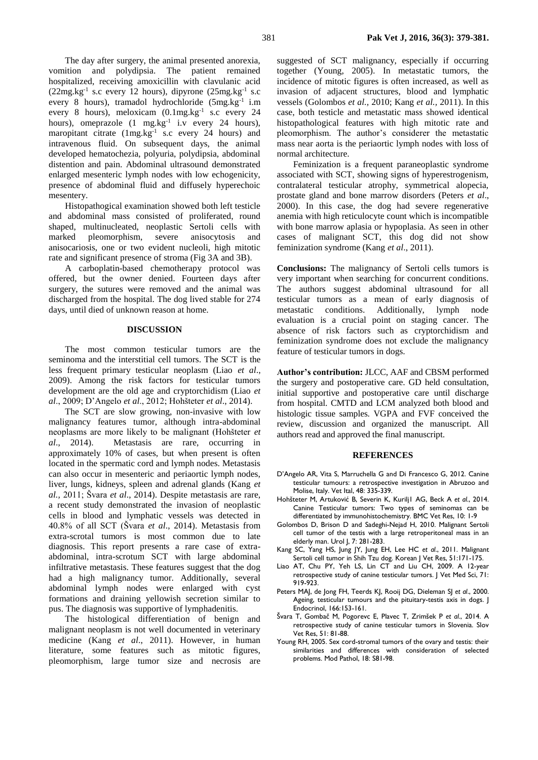The day after surgery, the animal presented anorexia, vomition and polydipsia. The patient remained hospitalized, receiving amoxicillin with clavulanic acid ($22mg.kg^{-1}$ s.c every 12 hours), dipyrone ($25mg.kg^{-1}$ s.c every 8 hours), tramadol hydrochloride ($5mg.kg^{-1}$ i.m every 8 hours), meloxicam ($0.1mg.kg^{-1}$ s.c every 24 hours), omeprazole ($1\ mg.kg^{-1}$ i.v every 24 hours), maropitant citrate ($1mg.kg^{-1}$ s.c every 24 hours) and intravenous fluid. On subsequent days, the animal developed hematochezia, polyuria, polydipsia, abdominal distention and pain. Abdominal ultrasound demonstrated enlarged mesenteric lymph nodes with low echogenicity, presence of abdominal fluid and diffusely hyperechoic mesentery.

Histopathogical examination showed both left testicle and abdominal mass consisted of proliferated, round shaped, multinucleated, neoplastic Sertoli cells with marked pleomorphism, severe anisocytosis and anisocariosis, one or two evident nucleoli, high mitotic rate and significant presence of stroma (Fig 3A and 3B).

A carboplatin-based chemotherapy protocol was offered, but the owner denied. Fourteen days after surgery, the sutures were removed and the animal was discharged from the hospital. The dog lived stable for 274 days, until died of unknown reason at home.

## DISCUSSION

The most common testicular tumors are the seminoma and the interstitial cell tumors. The SCT is the less frequent primary testicular neoplasm (Liao *et al*., 2009). Among the risk factors for testicular tumors development are the old age and cryptorchidism (Liao *et al*., 2009; D'Angelo *et al*., 2012; Hohšteter *et al*., 2014).

The SCT are slow growing, non-invasive with low malignancy features tumor, although intra-abdominal neoplasms are more likely to be malignant (Hohšteter *et al*., 2014). Metastasis are rare, occurring in approximately 10% of cases, but when present is often located in the spermatic cord and lymph nodes. Metastasis can also occur in mesenteric and periaortic lymph nodes, liver, lungs, kidneys, spleen and adrenal glands (Kang *et al.*, 2011; Švara *et al*., 2014). Despite metastasis are rare, a recent study demonstrated the invasion of neoplastic cells in blood and lymphatic vessels was detected in 40.8% of all SCT (Švara *et al*., 2014). Metastasis from extra-scrotal tumors is most common due to late diagnosis. This report presents a rare case of extra-abdominal, intra-scrotum SCT with large abdominal infiltrative metastasis. These features suggest that the dog had a high malignancy tumor. Additionally, several abdominal lymph nodes were enlarged with cyst formations and draining yellowish secretion similar to pus. The diagnosis was supportive of lymphadenitis.

The histological differentiation of benign and malignant neoplasm is not well documented in veterinary medicine (Kang *et al*., 2011). However, in human literature, some features such as mitotic figures, pleomorphism, large tumor size and necrosis are suggested of SCT malignancy, especially if occurring together (Young, 2005). In metastatic tumors, the incidence of mitotic figures is often increased, as well as invasion of adjacent structures, blood and lymphatic vessels (Golombos *et al.*, 2010; Kang *et al.*, 2011). In this case, both testicle and metastatic mass showed identical histopathological features with high mitotic rate and pleomorphism. The author's considerer the metastatic mass near aorta is the periaortic lymph nodes with loss of normal architecture.

Feminization is a frequent paraneoplastic syndrome associated with SCT, showing signs of hyperestrogenism, contralateral testicular atrophy, symmetrical alopecia, prostate gland and bone marrow disorders (Peters *et al*., 2000). In this case, the dog had severe regenerative anemia with high reticulocyte count which is incompatible with bone marrow aplasia or hypoplasia. As seen in other cases of malignant SCT, this dog did not show feminization syndrome (Kang *et al*., 2011).

**Conclusions:** The malignancy of Sertoli cells tumors is very important when searching for concurrent conditions. The authors suggest abdominal ultrasound for all testicular tumors as a mean of early diagnosis of metastatic conditions. Additionally, lymph node evaluation is a crucial point on staging cancer. The absence of risk factors such as cryptorchidism and feminization syndrome does not exclude the malignancy feature of testicular tumors in dogs.

**Author's contribution:** JLCC, AAF and CBSM performed the surgery and postoperative care. GD held consultation, initial supportive and postoperative care until discharge from hospital. CMTD and LCM analyzed both blood and histologic tissue samples. VGPA and FVF conceived the review, discussion and organized the manuscript. All authors read and approved the final manuscript.

## REFERENCES

- D'Angelo AR, Vita S, Marruchella G and Di Francesco G, 2012. Canine testicular tumours: a retrospective investigation in Abruzoo and Molise, Italy. Vet Ital, 48: 335-339.
- Hohšteter M, Artuković B, Severin K, Kurilj1 AG, Beck A *et al*., 2014. Canine Testicular tumors: Two types of seminomas can be differentiated by immunohistochemistry. BMC Vet Res, 10: 1-9
- Golombos D, Brison D and Sadeghi-Nejad H, 2010. Malignant Sertoli cell tumor of the testis with a large retroperitoneal mass in an elderly man. Urol J, 7: 281-283.
- Kang SC, Yang HS, Jung JY, Jung EH, Lee HC *et al*., 2011. Malignant Sertoli cell tumor in Shih Tzu dog. Korean J Vet Res, 51:171-175.
- Liao AT, Chu PY, Yeh LS, Lin CT and Liu CH, 2009. A 12-year retrospective study of canine testicular tumors. J Vet Med Sci, 71: 919-923.
- Peters MAJ, de Jong FH, Teerds KJ, Rooij DG, Dieleman SJ *et al*., 2000. Ageing, testicular tumours and the pituitary-testis axis in dogs. J Endocrinol, 166:153-161.
- Švara T, Gombač M, Pogorevc E, Plavec T, Zrimšek P *et al*., 2014. A retrospective study of canine testicular tumours in Slovenia. Slov Vet Res, 51: 81-88.
- Young RH, 2005. Sex cord-stromal tumors of the ovary and testis: their similarities and differences with consideration of selected problems. Mod Pathol, 18: S81-98.